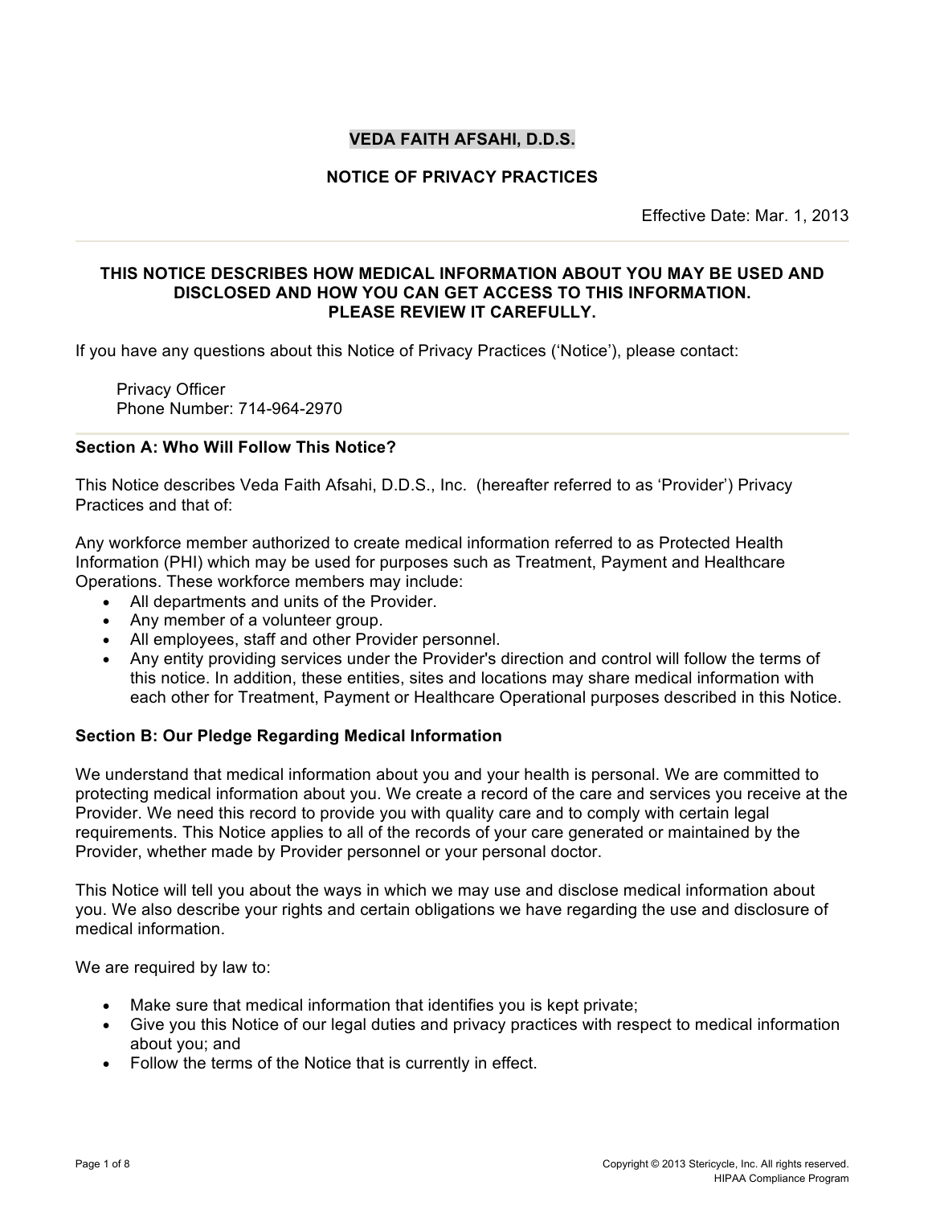# VEDA FAITH AFSAHI, D.D.S.

## NOTICE OF PRIVACY PRACTICES

Effective Date: Mar. 1, 2013

---

**THIS NOTICE DESCRIBES HOW MEDICAL INFORMATION ABOUT YOU MAY BE USED AND DISCLOSED AND HOW YOU CAN GET ACCESS TO THIS INFORMATION. PLEASE REVIEW IT CAREFULLY.**

If you have any questions about this Notice of Privacy Practices ('Notice'), please contact:

Privacy Officer
Phone Number: 714-964-2970

---

### Section A: Who Will Follow This Notice?

This Notice describes Veda Faith Afsahi, D.D.S., Inc. (hereafter referred to as 'Provider') Privacy Practices and that of:

Any workforce member authorized to create medical information referred to as Protected Health Information (PHI) which may be used for purposes such as Treatment, Payment and Healthcare Operations. These workforce members may include:

- All departments and units of the Provider.
- Any member of a volunteer group.
- All employees, staff and other Provider personnel.
- Any entity providing services under the Provider's direction and control will follow the terms of this notice. In addition, these entities, sites and locations may share medical information with each other for Treatment, Payment or Healthcare Operational purposes described in this Notice.

### Section B: Our Pledge Regarding Medical Information

We understand that medical information about you and your health is personal. We are committed to protecting medical information about you. We create a record of the care and services you receive at the Provider. We need this record to provide you with quality care and to comply with certain legal requirements. This Notice applies to all of the records of your care generated or maintained by the Provider, whether made by Provider personnel or your personal doctor.

This Notice will tell you about the ways in which we may use and disclose medical information about you. We also describe your rights and certain obligations we have regarding the use and disclosure of medical information.

We are required by law to:

- Make sure that medical information that identifies you is kept private;
- Give you this Notice of our legal duties and privacy practices with respect to medical information about you; and
- Follow the terms of the Notice that is currently in effect.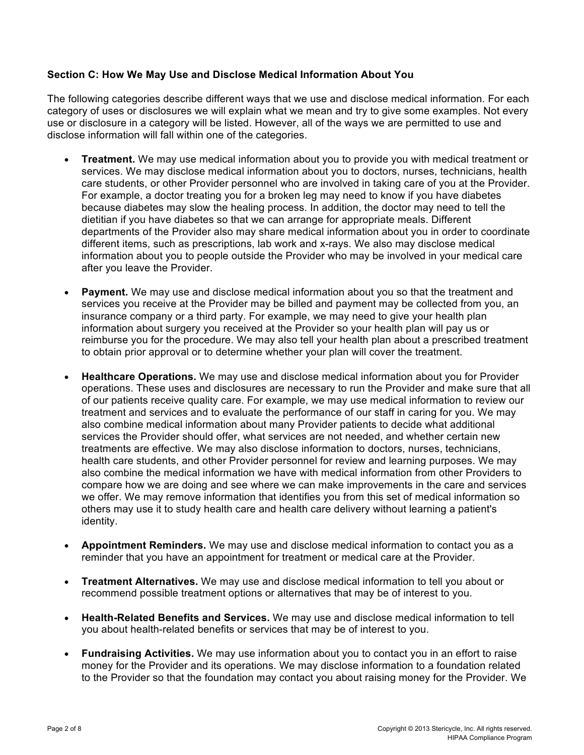**Section C: How We May Use and Disclose Medical Information About You**

The following categories describe different ways that we use and disclose medical information. For each category of uses or disclosures we will explain what we mean and try to give some examples. Not every use or disclosure in a category will be listed. However, all of the ways we are permitted to use and disclose information will fall within one of the categories.

- **Treatment.** We may use medical information about you to provide you with medical treatment or services. We may disclose medical information about you to doctors, nurses, technicians, health care students, or other Provider personnel who are involved in taking care of you at the Provider. For example, a doctor treating you for a broken leg may need to know if you have diabetes because diabetes may slow the healing process. In addition, the doctor may need to tell the dietitian if you have diabetes so that we can arrange for appropriate meals. Different departments of the Provider also may share medical information about you in order to coordinate different items, such as prescriptions, lab work and x-rays. We also may disclose medical information about you to people outside the Provider who may be involved in your medical care after you leave the Provider.

- **Payment.** We may use and disclose medical information about you so that the treatment and services you receive at the Provider may be billed and payment may be collected from you, an insurance company or a third party. For example, we may need to give your health plan information about surgery you received at the Provider so your health plan will pay us or reimburse you for the procedure. We may also tell your health plan about a prescribed treatment to obtain prior approval or to determine whether your plan will cover the treatment.

- **Healthcare Operations.** We may use and disclose medical information about you for Provider operations. These uses and disclosures are necessary to run the Provider and make sure that all of our patients receive quality care. For example, we may use medical information to review our treatment and services and to evaluate the performance of our staff in caring for you. We may also combine medical information about many Provider patients to decide what additional services the Provider should offer, what services are not needed, and whether certain new treatments are effective. We may also disclose information to doctors, nurses, technicians, health care students, and other Provider personnel for review and learning purposes. We may also combine the medical information we have with medical information from other Providers to compare how we are doing and see where we can make improvements in the care and services we offer. We may remove information that identifies you from this set of medical information so others may use it to study health care and health care delivery without learning a patient's identity.

- **Appointment Reminders.** We may use and disclose medical information to contact you as a reminder that you have an appointment for treatment or medical care at the Provider.

- **Treatment Alternatives.** We may use and disclose medical information to tell you about or recommend possible treatment options or alternatives that may be of interest to you.

- **Health-Related Benefits and Services.** We may use and disclose medical information to tell you about health-related benefits or services that may be of interest to you.

- **Fundraising Activities.** We may use information about you to contact you in an effort to raise money for the Provider and its operations. We may disclose information to a foundation related to the Provider so that the foundation may contact you about raising money for the Provider. We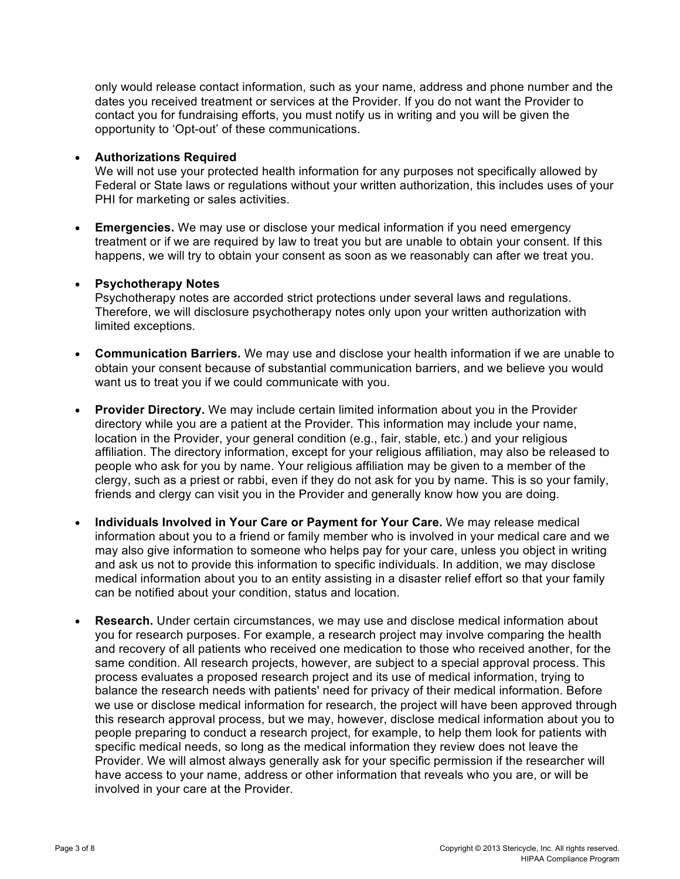only would release contact information, such as your name, address and phone number and the dates you received treatment or services at the Provider. If you do not want the Provider to contact you for fundraising efforts, you must notify us in writing and you will be given the opportunity to 'Opt-out' of these communications.

- **Authorizations Required**
  We will not use your protected health information for any purposes not specifically allowed by Federal or State laws or regulations without your written authorization, this includes uses of your PHI for marketing or sales activities.

- **Emergencies.** We may use or disclose your medical information if you need emergency treatment or if we are required by law to treat you but are unable to obtain your consent. If this happens, we will try to obtain your consent as soon as we reasonably can after we treat you.

- **Psychotherapy Notes**
  Psychotherapy notes are accorded strict protections under several laws and regulations. Therefore, we will disclosure psychotherapy notes only upon your written authorization with limited exceptions.

- **Communication Barriers.** We may use and disclose your health information if we are unable to obtain your consent because of substantial communication barriers, and we believe you would want us to treat you if we could communicate with you.

- **Provider Directory.** We may include certain limited information about you in the Provider directory while you are a patient at the Provider. This information may include your name, location in the Provider, your general condition (e.g., fair, stable, etc.) and your religious affiliation. The directory information, except for your religious affiliation, may also be released to people who ask for you by name. Your religious affiliation may be given to a member of the clergy, such as a priest or rabbi, even if they do not ask for you by name. This is so your family, friends and clergy can visit you in the Provider and generally know how you are doing.

- **Individuals Involved in Your Care or Payment for Your Care.** We may release medical information about you to a friend or family member who is involved in your medical care and we may also give information to someone who helps pay for your care, unless you object in writing and ask us not to provide this information to specific individuals. In addition, we may disclose medical information about you to an entity assisting in a disaster relief effort so that your family can be notified about your condition, status and location.

- **Research.** Under certain circumstances, we may use and disclose medical information about you for research purposes. For example, a research project may involve comparing the health and recovery of all patients who received one medication to those who received another, for the same condition. All research projects, however, are subject to a special approval process. This process evaluates a proposed research project and its use of medical information, trying to balance the research needs with patients' need for privacy of their medical information. Before we use or disclose medical information for research, the project will have been approved through this research approval process, but we may, however, disclose medical information about you to people preparing to conduct a research project, for example, to help them look for patients with specific medical needs, so long as the medical information they review does not leave the Provider. We will almost always generally ask for your specific permission if the researcher will have access to your name, address or other information that reveals who you are, or will be involved in your care at the Provider.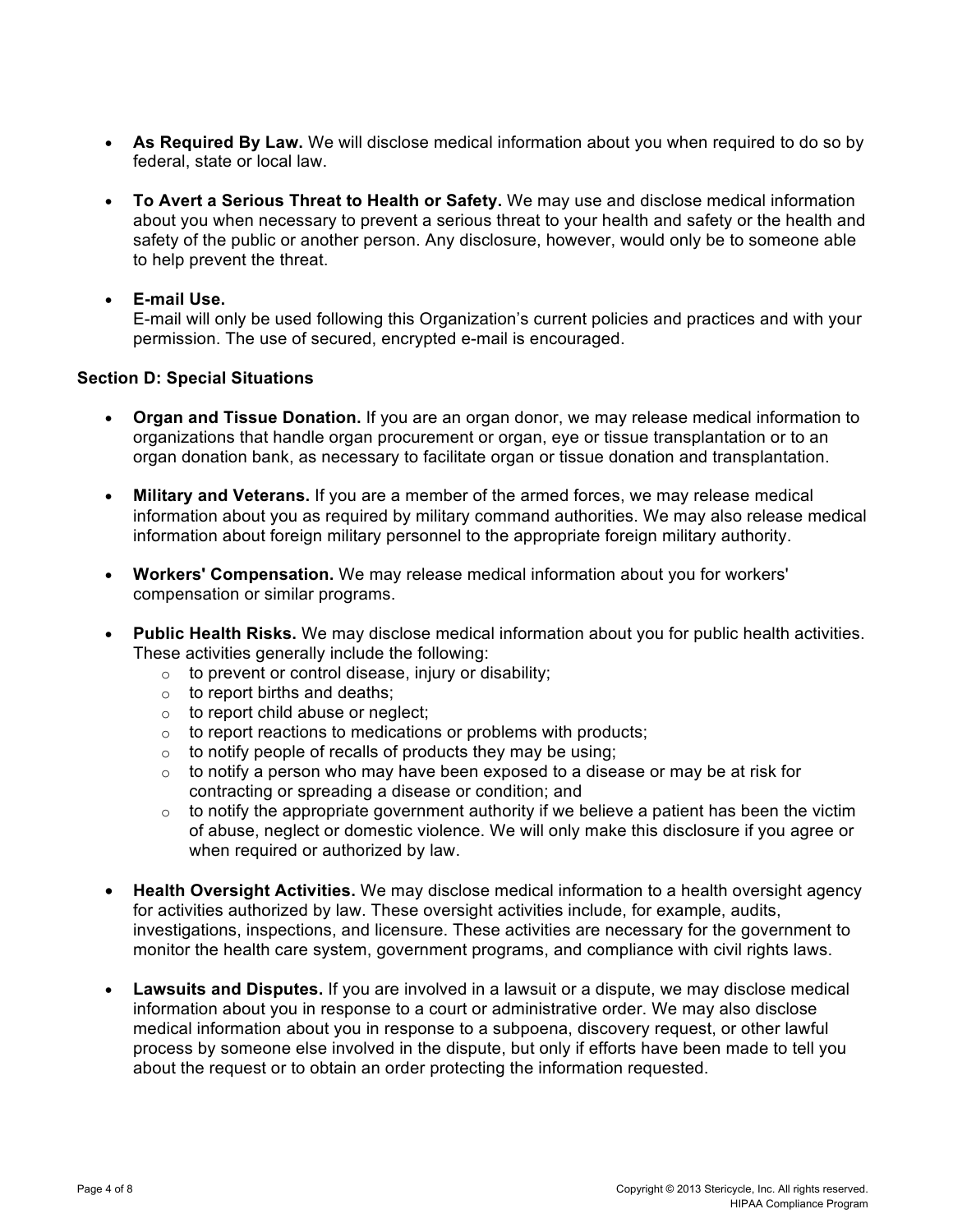- **As Required By Law.** We will disclose medical information about you when required to do so by federal, state or local law.

- **To Avert a Serious Threat to Health or Safety.** We may use and disclose medical information about you when necessary to prevent a serious threat to your health and safety or the health and safety of the public or another person. Any disclosure, however, would only be to someone able to help prevent the threat.

- **E-mail Use.**
  E-mail will only be used following this Organization's current policies and practices and with your permission. The use of secured, encrypted e-mail is encouraged.

**Section D: Special Situations**

- **Organ and Tissue Donation.** If you are an organ donor, we may release medical information to organizations that handle organ procurement or organ, eye or tissue transplantation or to an organ donation bank, as necessary to facilitate organ or tissue donation and transplantation.

- **Military and Veterans.** If you are a member of the armed forces, we may release medical information about you as required by military command authorities. We may also release medical information about foreign military personnel to the appropriate foreign military authority.

- **Workers' Compensation.** We may release medical information about you for workers' compensation or similar programs.

- **Public Health Risks.** We may disclose medical information about you for public health activities. These activities generally include the following:
  - to prevent or control disease, injury or disability;
  - to report births and deaths;
  - to report child abuse or neglect;
  - to report reactions to medications or problems with products;
  - to notify people of recalls of products they may be using;
  - to notify a person who may have been exposed to a disease or may be at risk for contracting or spreading a disease or condition; and
  - to notify the appropriate government authority if we believe a patient has been the victim of abuse, neglect or domestic violence. We will only make this disclosure if you agree or when required or authorized by law.

- **Health Oversight Activities.** We may disclose medical information to a health oversight agency for activities authorized by law. These oversight activities include, for example, audits, investigations, inspections, and licensure. These activities are necessary for the government to monitor the health care system, government programs, and compliance with civil rights laws.

- **Lawsuits and Disputes.** If you are involved in a lawsuit or a dispute, we may disclose medical information about you in response to a court or administrative order. We may also disclose medical information about you in response to a subpoena, discovery request, or other lawful process by someone else involved in the dispute, but only if efforts have been made to tell you about the request or to obtain an order protecting the information requested.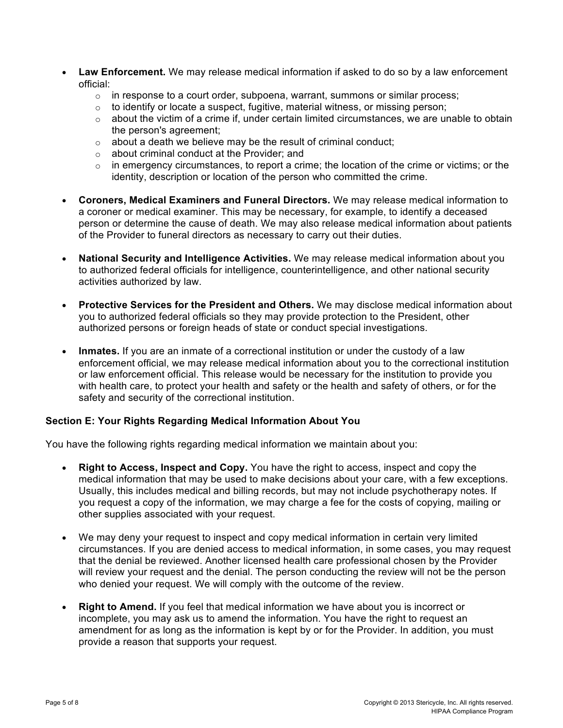- **Law Enforcement.** We may release medical information if asked to do so by a law enforcement official:
  - in response to a court order, subpoena, warrant, summons or similar process;
  - to identify or locate a suspect, fugitive, material witness, or missing person;
  - about the victim of a crime if, under certain limited circumstances, we are unable to obtain the person's agreement;
  - about a death we believe may be the result of criminal conduct;
  - about criminal conduct at the Provider; and
  - in emergency circumstances, to report a crime; the location of the crime or victims; or the identity, description or location of the person who committed the crime.

- **Coroners, Medical Examiners and Funeral Directors.** We may release medical information to a coroner or medical examiner. This may be necessary, for example, to identify a deceased person or determine the cause of death. We may also release medical information about patients of the Provider to funeral directors as necessary to carry out their duties.

- **National Security and Intelligence Activities.** We may release medical information about you to authorized federal officials for intelligence, counterintelligence, and other national security activities authorized by law.

- **Protective Services for the President and Others.** We may disclose medical information about you to authorized federal officials so they may provide protection to the President, other authorized persons or foreign heads of state or conduct special investigations.

- **Inmates.** If you are an inmate of a correctional institution or under the custody of a law enforcement official, we may release medical information about you to the correctional institution or law enforcement official. This release would be necessary for the institution to provide you with health care, to protect your health and safety or the health and safety of others, or for the safety and security of the correctional institution.

### Section E: Your Rights Regarding Medical Information About You

You have the following rights regarding medical information we maintain about you:

- **Right to Access, Inspect and Copy.** You have the right to access, inspect and copy the medical information that may be used to make decisions about your care, with a few exceptions. Usually, this includes medical and billing records, but may not include psychotherapy notes. If you request a copy of the information, we may charge a fee for the costs of copying, mailing or other supplies associated with your request.

- We may deny your request to inspect and copy medical information in certain very limited circumstances. If you are denied access to medical information, in some cases, you may request that the denial be reviewed. Another licensed health care professional chosen by the Provider will review your request and the denial. The person conducting the review will not be the person who denied your request. We will comply with the outcome of the review.

- **Right to Amend.** If you feel that medical information we have about you is incorrect or incomplete, you may ask us to amend the information. You have the right to request an amendment for as long as the information is kept by or for the Provider. In addition, you must provide a reason that supports your request.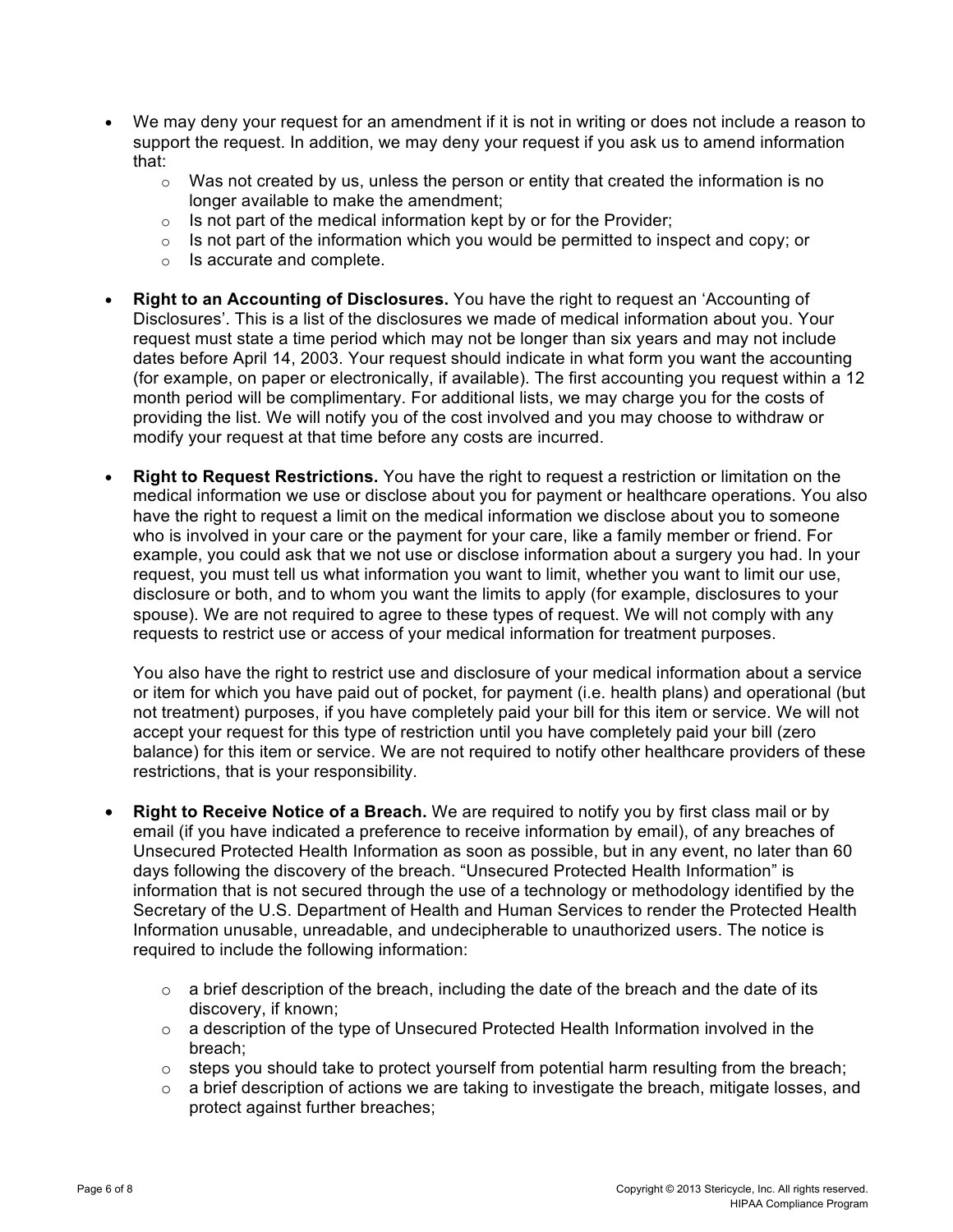- We may deny your request for an amendment if it is not in writing or does not include a reason to support the request. In addition, we may deny your request if you ask us to amend information that:
    - Was not created by us, unless the person or entity that created the information is no longer available to make the amendment;
    - Is not part of the medical information kept by or for the Provider;
    - Is not part of the information which you would be permitted to inspect and copy; or
    - Is accurate and complete.

- **Right to an Accounting of Disclosures.** You have the right to request an 'Accounting of Disclosures'. This is a list of the disclosures we made of medical information about you. Your request must state a time period which may not be longer than six years and may not include dates before April 14, 2003. Your request should indicate in what form you want the accounting (for example, on paper or electronically, if available). The first accounting you request within a 12 month period will be complimentary. For additional lists, we may charge you for the costs of providing the list. We will notify you of the cost involved and you may choose to withdraw or modify your request at that time before any costs are incurred.

- **Right to Request Restrictions.** You have the right to request a restriction or limitation on the medical information we use or disclose about you for payment or healthcare operations. You also have the right to request a limit on the medical information we disclose about you to someone who is involved in your care or the payment for your care, like a family member or friend. For example, you could ask that we not use or disclose information about a surgery you had. In your request, you must tell us what information you want to limit, whether you want to limit our use, disclosure or both, and to whom you want the limits to apply (for example, disclosures to your spouse). We are not required to agree to these types of request. We will not comply with any requests to restrict use or access of your medical information for treatment purposes.

  You also have the right to restrict use and disclosure of your medical information about a service or item for which you have paid out of pocket, for payment (i.e. health plans) and operational (but not treatment) purposes, if you have completely paid your bill for this item or service. We will not accept your request for this type of restriction until you have completely paid your bill (zero balance) for this item or service. We are not required to notify other healthcare providers of these restrictions, that is your responsibility.

- **Right to Receive Notice of a Breach.** We are required to notify you by first class mail or by email (if you have indicated a preference to receive information by email), of any breaches of Unsecured Protected Health Information as soon as possible, but in any event, no later than 60 days following the discovery of the breach. "Unsecured Protected Health Information" is information that is not secured through the use of a technology or methodology identified by the Secretary of the U.S. Department of Health and Human Services to render the Protected Health Information unusable, unreadable, and undecipherable to unauthorized users. The notice is required to include the following information:

    - a brief description of the breach, including the date of the breach and the date of its discovery, if known;
    - a description of the type of Unsecured Protected Health Information involved in the breach;
    - steps you should take to protect yourself from potential harm resulting from the breach;
    - a brief description of actions we are taking to investigate the breach, mitigate losses, and protect against further breaches;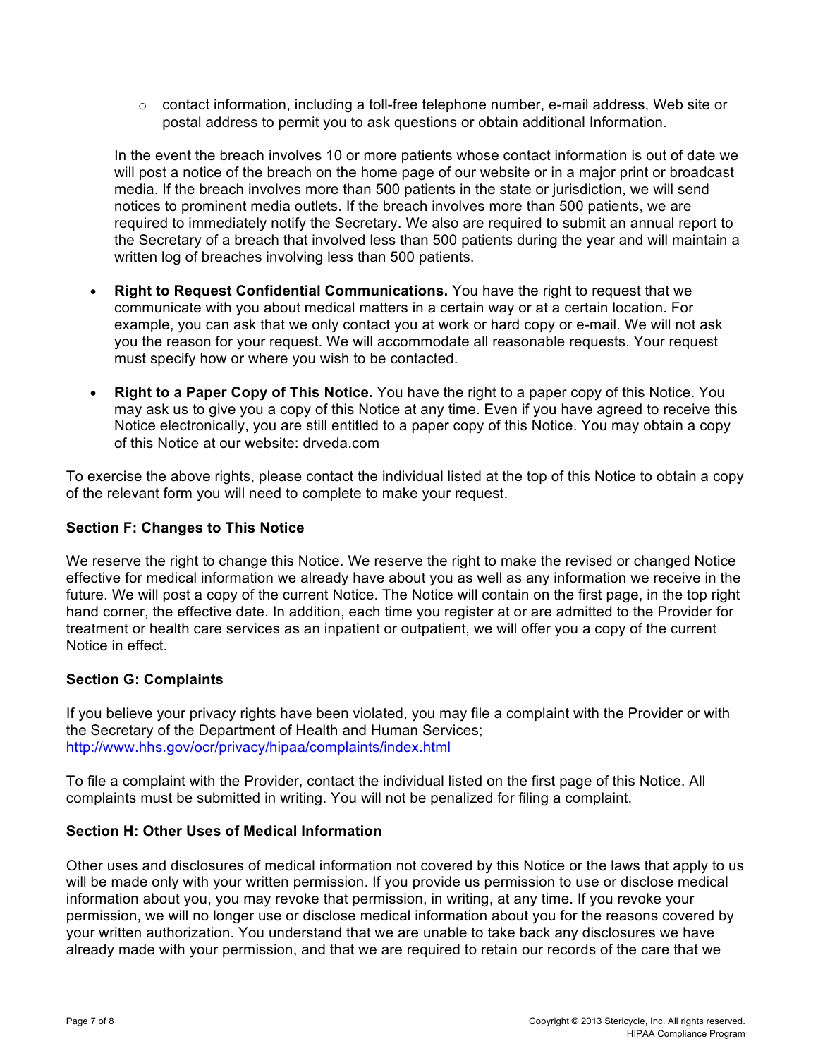- contact information, including a toll-free telephone number, e-mail address, Web site or postal address to permit you to ask questions or obtain additional Information.

  In the event the breach involves 10 or more patients whose contact information is out of date we will post a notice of the breach on the home page of our website or in a major print or broadcast media. If the breach involves more than 500 patients in the state or jurisdiction, we will send notices to prominent media outlets. If the breach involves more than 500 patients, we are required to immediately notify the Secretary. We also are required to submit an annual report to the Secretary of a breach that involved less than 500 patients during the year and will maintain a written log of breaches involving less than 500 patients.

- **Right to Request Confidential Communications.** You have the right to request that we communicate with you about medical matters in a certain way or at a certain location. For example, you can ask that we only contact you at work or hard copy or e-mail. We will not ask you the reason for your request. We will accommodate all reasonable requests. Your request must specify how or where you wish to be contacted.

- **Right to a Paper Copy of This Notice.** You have the right to a paper copy of this Notice. You may ask us to give you a copy of this Notice at any time. Even if you have agreed to receive this Notice electronically, you are still entitled to a paper copy of this Notice. You may obtain a copy of this Notice at our website: drveda.com

To exercise the above rights, please contact the individual listed at the top of this Notice to obtain a copy of the relevant form you will need to complete to make your request.

### Section F: Changes to This Notice

We reserve the right to change this Notice. We reserve the right to make the revised or changed Notice effective for medical information we already have about you as well as any information we receive in the future. We will post a copy of the current Notice. The Notice will contain on the first page, in the top right hand corner, the effective date. In addition, each time you register at or are admitted to the Provider for treatment or health care services as an inpatient or outpatient, we will offer you a copy of the current Notice in effect.

### Section G: Complaints

If you believe your privacy rights have been violated, you may file a complaint with the Provider or with the Secretary of the Department of Health and Human Services; http://www.hhs.gov/ocr/privacy/hipaa/complaints/index.html

To file a complaint with the Provider, contact the individual listed on the first page of this Notice. All complaints must be submitted in writing. You will not be penalized for filing a complaint.

### Section H: Other Uses of Medical Information

Other uses and disclosures of medical information not covered by this Notice or the laws that apply to us will be made only with your written permission. If you provide us permission to use or disclose medical information about you, you may revoke that permission, in writing, at any time. If you revoke your permission, we will no longer use or disclose medical information about you for the reasons covered by your written authorization. You understand that we are unable to take back any disclosures we have already made with your permission, and that we are required to retain our records of the care that we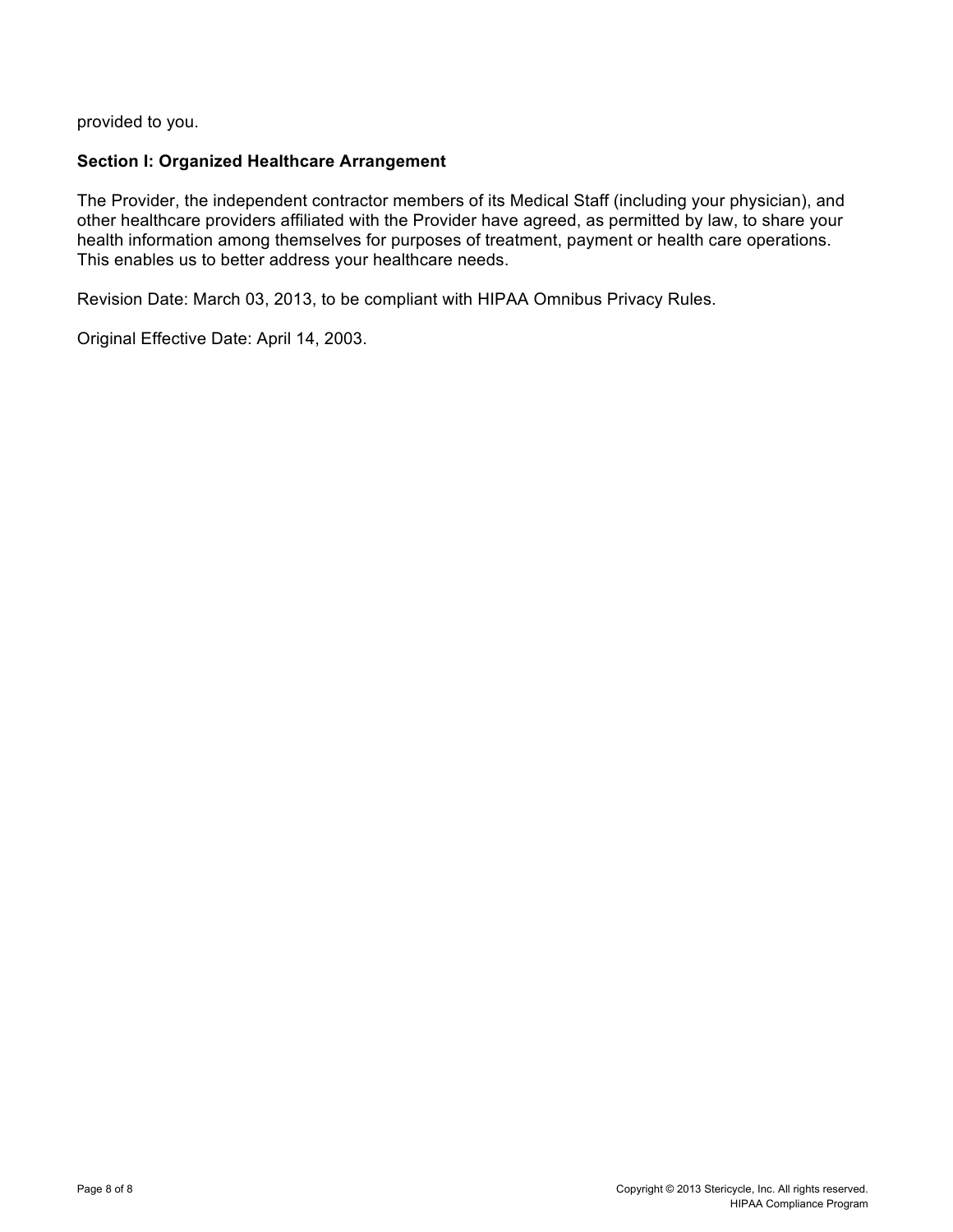provided to you.

**Section I: Organized Healthcare Arrangement**

The Provider, the independent contractor members of its Medical Staff (including your physician), and other healthcare providers affiliated with the Provider have agreed, as permitted by law, to share your health information among themselves for purposes of treatment, payment or health care operations. This enables us to better address your healthcare needs.

Revision Date: March 03, 2013, to be compliant with HIPAA Omnibus Privacy Rules.

Original Effective Date: April 14, 2003.